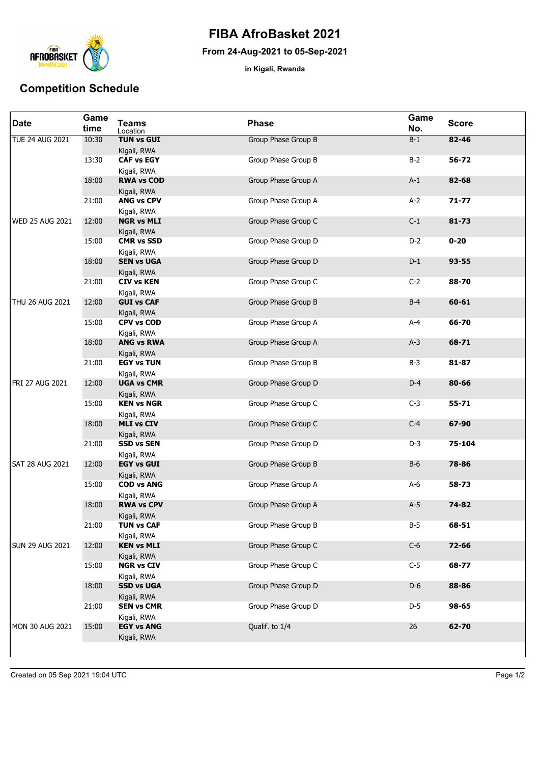# FIBA AfroBasket 2021

**From 24-Aug-2021 to 05-Sep-2021**

**in Kigali, Rwanda**

## Competition Schedule

| Date | Game time | Teams<br>Location | Phase | Game No. | Score |
|---|---|---|---|---|---|
| TUE 24 AUG 2021 | 10:30 | **TUN vs GUI**<br>Kigali, RWA | Group Phase Group B | B-1 | **82-46** |
| | 13:30 | **CAF vs EGY**<br>Kigali, RWA | Group Phase Group B | B-2 | **56-72** |
| | 18:00 | **RWA vs COD**<br>Kigali, RWA | Group Phase Group A | A-1 | **82-68** |
| | 21:00 | **ANG vs CPV**<br>Kigali, RWA | Group Phase Group A | A-2 | **71-77** |
| WED 25 AUG 2021 | 12:00 | **NGR vs MLI**<br>Kigali, RWA | Group Phase Group C | C-1 | **81-73** |
| | 15:00 | **CMR vs SSD**<br>Kigali, RWA | Group Phase Group D | D-2 | **0-20** |
| | 18:00 | **SEN vs UGA**<br>Kigali, RWA | Group Phase Group D | D-1 | **93-55** |
| | 21:00 | **CIV vs KEN**<br>Kigali, RWA | Group Phase Group C | C-2 | **88-70** |
| THU 26 AUG 2021 | 12:00 | **GUI vs CAF**<br>Kigali, RWA | Group Phase Group B | B-4 | **60-61** |
| | 15:00 | **CPV vs COD**<br>Kigali, RWA | Group Phase Group A | A-4 | **66-70** |
| | 18:00 | **ANG vs RWA**<br>Kigali, RWA | Group Phase Group A | A-3 | **68-71** |
| | 21:00 | **EGY vs TUN**<br>Kigali, RWA | Group Phase Group B | B-3 | **81-87** |
| FRI 27 AUG 2021 | 12:00 | **UGA vs CMR**<br>Kigali, RWA | Group Phase Group D | D-4 | **80-66** |
| | 15:00 | **KEN vs NGR**<br>Kigali, RWA | Group Phase Group C | C-3 | **55-71** |
| | 18:00 | **MLI vs CIV**<br>Kigali, RWA | Group Phase Group C | C-4 | **67-90** |
| | 21:00 | **SSD vs SEN**<br>Kigali, RWA | Group Phase Group D | D-3 | **75-104** |
| SAT 28 AUG 2021 | 12:00 | **EGY vs GUI**<br>Kigali, RWA | Group Phase Group B | B-6 | **78-86** |
| | 15:00 | **COD vs ANG**<br>Kigali, RWA | Group Phase Group A | A-6 | **58-73** |
| | 18:00 | **RWA vs CPV**<br>Kigali, RWA | Group Phase Group A | A-5 | **74-82** |
| | 21:00 | **TUN vs CAF**<br>Kigali, RWA | Group Phase Group B | B-5 | **68-51** |
| SUN 29 AUG 2021 | 12:00 | **KEN vs MLI**<br>Kigali, RWA | Group Phase Group C | C-6 | **72-66** |
| | 15:00 | **NGR vs CIV**<br>Kigali, RWA | Group Phase Group C | C-5 | **68-77** |
| | 18:00 | **SSD vs UGA**<br>Kigali, RWA | Group Phase Group D | D-6 | **88-86** |
| | 21:00 | **SEN vs CMR**<br>Kigali, RWA | Group Phase Group D | D-5 | **98-65** |
| MON 30 AUG 2021 | 15:00 | **EGY vs ANG**<br>Kigali, RWA | Qualif. to 1/4 | 26 | **62-70** |

Created on 05 Sep 2021 19:04 UTC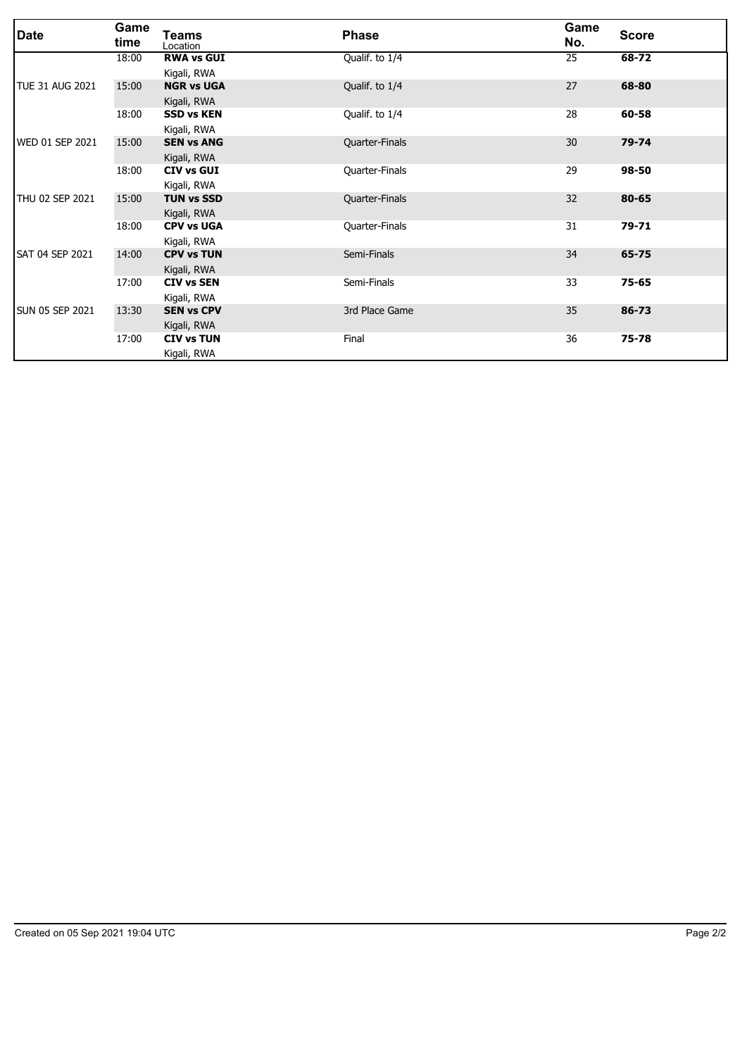| Date | Game time | Teams<br>Location | Phase | Game No. | Score |
|---|---|---|---|---|---|
| | 18:00 | **RWA vs GUI**<br>Kigali, RWA | Qualif. to 1/4 | 25 | **68-72** |
| TUE 31 AUG 2021 | 15:00 | **NGR vs UGA**<br>Kigali, RWA | Qualif. to 1/4 | 27 | **68-80** |
| | 18:00 | **SSD vs KEN**<br>Kigali, RWA | Qualif. to 1/4 | 28 | **60-58** |
| WED 01 SEP 2021 | 15:00 | **SEN vs ANG**<br>Kigali, RWA | Quarter-Finals | 30 | **79-74** |
| | 18:00 | **CIV vs GUI**<br>Kigali, RWA | Quarter-Finals | 29 | **98-50** |
| THU 02 SEP 2021 | 15:00 | **TUN vs SSD**<br>Kigali, RWA | Quarter-Finals | 32 | **80-65** |
| | 18:00 | **CPV vs UGA**<br>Kigali, RWA | Quarter-Finals | 31 | **79-71** |
| SAT 04 SEP 2021 | 14:00 | **CPV vs TUN**<br>Kigali, RWA | Semi-Finals | 34 | **65-75** |
| | 17:00 | **CIV vs SEN**<br>Kigali, RWA | Semi-Finals | 33 | **75-65** |
| SUN 05 SEP 2021 | 13:30 | **SEN vs CPV**<br>Kigali, RWA | 3rd Place Game | 35 | **86-73** |
| | 17:00 | **CIV vs TUN**<br>Kigali, RWA | Final | 36 | **75-78** |

Created on 05 Sep 2021 19:04 UTC